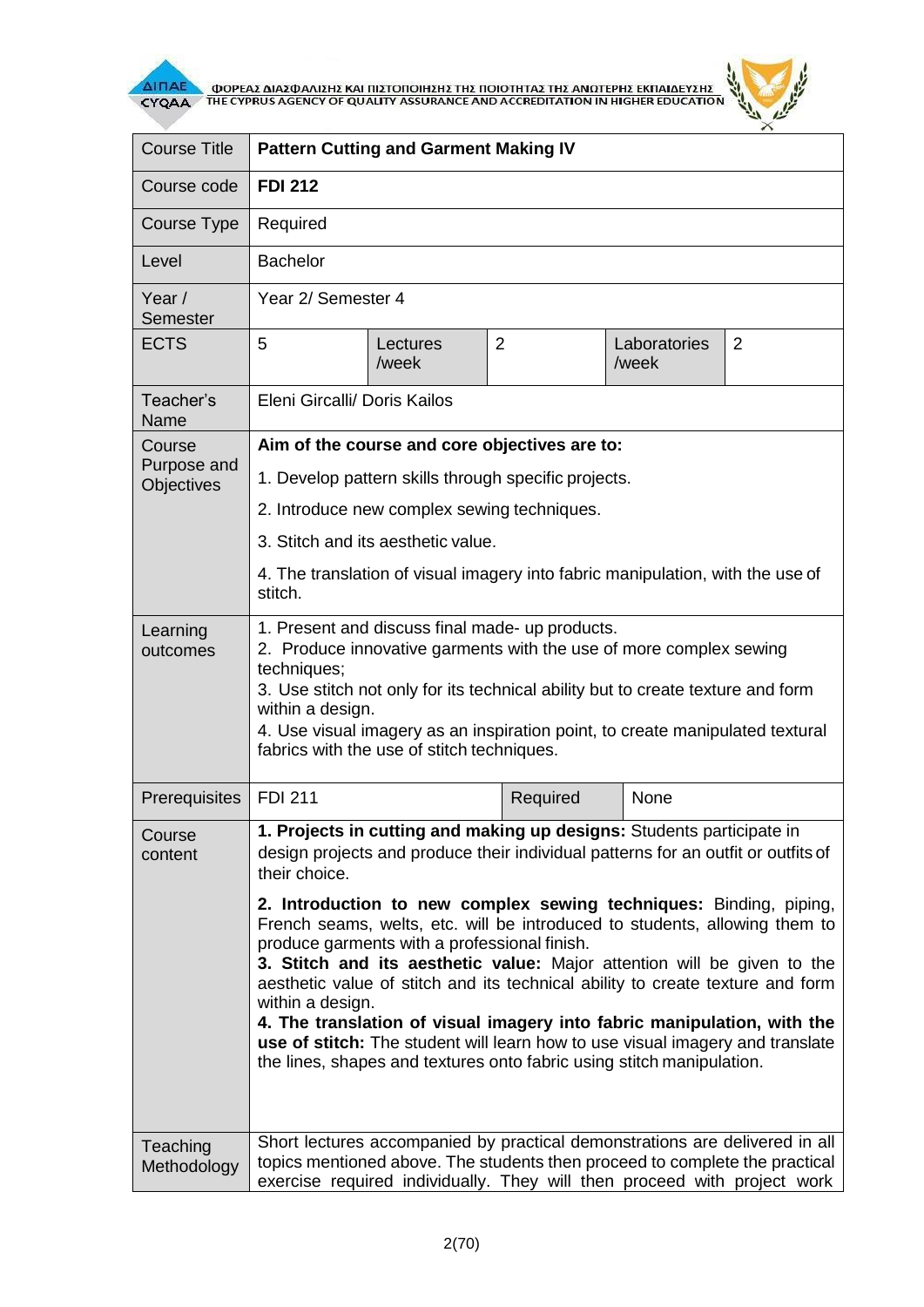| Course Title | **Pattern Cutting and Garment Making IV** | | | | |
|---|---|---|---|---|---|
| Course code | **FDI 212** | | | | |
| Course Type | Required | | | | |
| Level | Bachelor | | | | |
| Year / Semester | Year 2/ Semester 4 | | | | |
| ECTS | 5 | Lectures /week | 2 | Laboratories /week | 2 |
| Teacher's Name | Eleni Gircalli/ Doris Kailos | | | | |
| Course Purpose and Objectives | **Aim of the course and core objectives are to:**<br>1. Develop pattern skills through specific projects.<br>2. Introduce new complex sewing techniques.<br>3. Stitch and its aesthetic value.<br>4. The translation of visual imagery into fabric manipulation, with the use of stitch. | | | | |
| Learning outcomes | 1. Present and discuss final made- up products.<br>2. Produce innovative garments with the use of more complex sewing techniques;<br>3. Use stitch not only for its technical ability but to create texture and form within a design.<br>4. Use visual imagery as an inspiration point, to create manipulated textural fabrics with the use of stitch techniques. | | | | |
| Prerequisites | FDI 211 | | Required | None | |
| Course content | **1. Projects in cutting and making up designs:** Students participate in design projects and produce their individual patterns for an outfit or outfits of their choice.<br>**2. Introduction to new complex sewing techniques:** Binding, piping, French seams, welts, etc. will be introduced to students, allowing them to produce garments with a professional finish.<br>**3. Stitch and its aesthetic value:** Major attention will be given to the aesthetic value of stitch and its technical ability to create texture and form within a design.<br>**4. The translation of visual imagery into fabric manipulation, with the use of stitch:** The student will learn how to use visual imagery and translate the lines, shapes and textures onto fabric using stitch manipulation. | | | | |
| Teaching Methodology | Short lectures accompanied by practical demonstrations are delivered in all topics mentioned above. The students then proceed to complete the practical exercise required individually. They will then proceed with project work | | | | |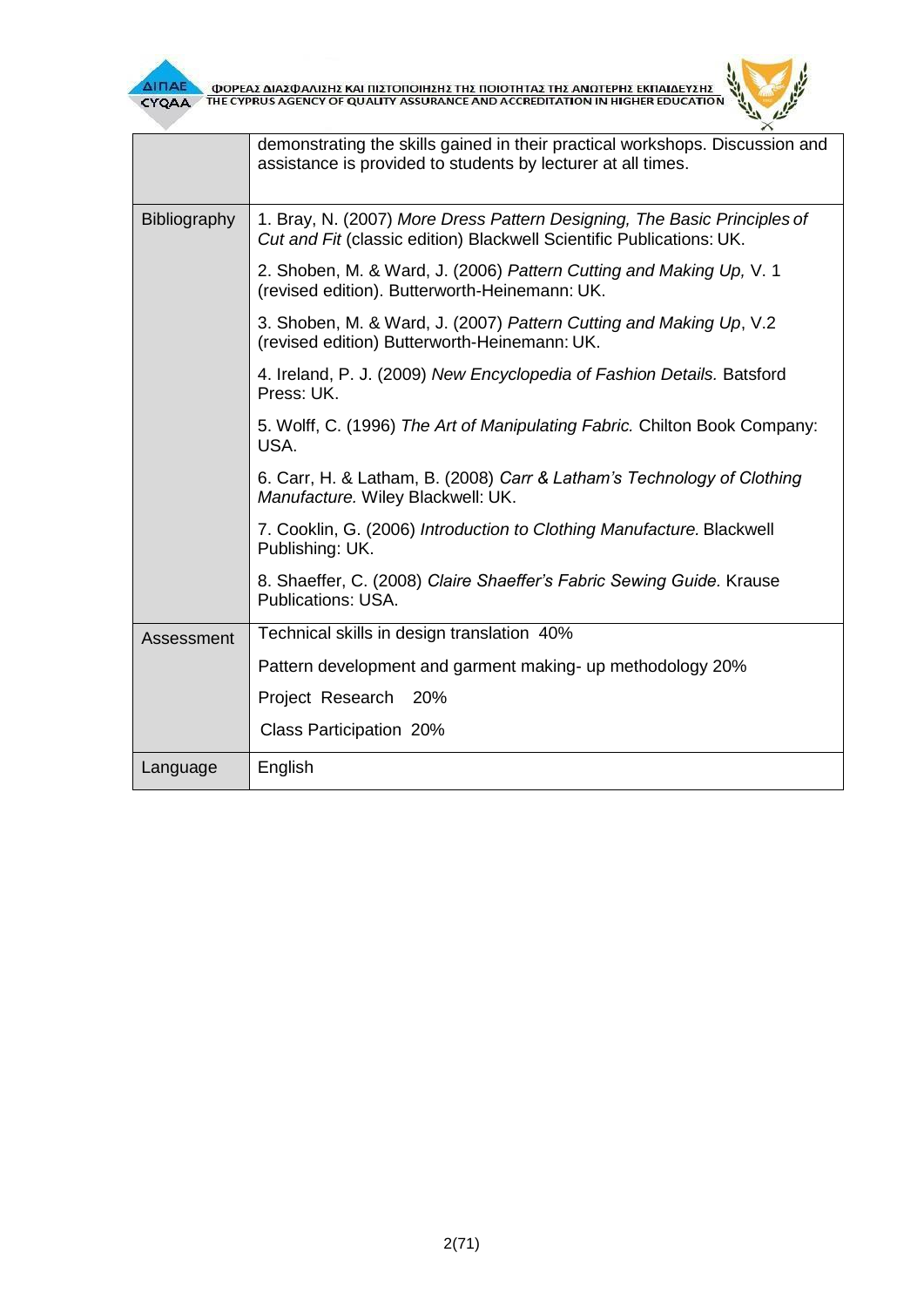| | |
|---|---|
| | demonstrating the skills gained in their practical workshops. Discussion and assistance is provided to students by lecturer at all times. |
| Bibliography | 1. Bray, N. (2007) *More Dress Pattern Designing, The Basic Principles of Cut and Fit* (classic edition) Blackwell Scientific Publications: UK.<br><br>2. Shoben, M. & Ward, J. (2006) *Pattern Cutting and Making Up,* V. 1 (revised edition). Butterworth-Heinemann: UK.<br><br>3. Shoben, M. & Ward, J. (2007) *Pattern Cutting and Making Up*, V.2 (revised edition) Butterworth-Heinemann: UK.<br><br>4. Ireland, P. J. (2009) *New Encyclopedia of Fashion Details.* Batsford Press: UK.<br><br>5. Wolff, C. (1996) *The Art of Manipulating Fabric.* Chilton Book Company: USA.<br><br>6. Carr, H. & Latham, B. (2008) *Carr & Latham's Technology of Clothing Manufacture.* Wiley Blackwell: UK.<br><br>7. Cooklin, G. (2006) *Introduction to Clothing Manufacture.* Blackwell Publishing: UK.<br><br>8. Shaeffer, C. (2008) *Claire Shaeffer's Fabric Sewing Guide.* Krause Publications: USA. |
| Assessment | Technical skills in design translation 40%<br><br>Pattern development and garment making- up methodology 20%<br><br>Project Research 20%<br><br>Class Participation 20% |
| Language | English |